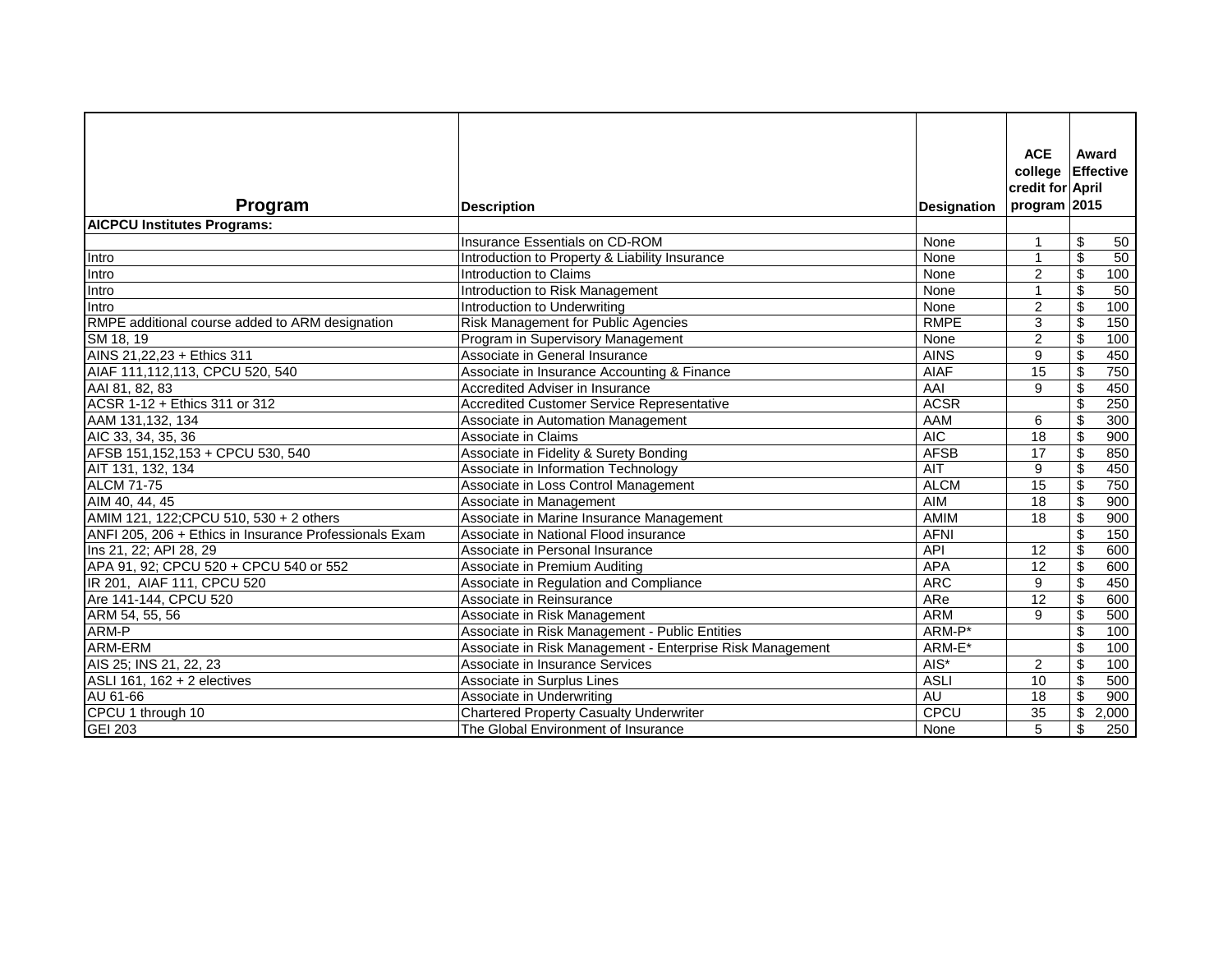| Program | Description | Designation | ACE college credit for program | Award Effective April 2015 |
|---|---|---|---|---|
| **AICPCU Institutes Programs:** | | | | |
| | Insurance Essentials on CD-ROM | None | 1 | $ 50 |
| Intro | Introduction to Property & Liability Insurance | None | 1 | $ 50 |
| Intro | Introduction to Claims | None | 2 | $ 100 |
| Intro | Introduction to Risk Management | None | 1 | $ 50 |
| Intro | Introduction to Underwriting | None | 2 | $ 100 |
| RMPE additional course added to ARM designation | Risk Management for Public Agencies | RMPE | 3 | $ 150 |
| SM 18, 19 | Program in Supervisory Management | None | 2 | $ 100 |
| AINS 21,22,23 + Ethics 311 | Associate in General Insurance | AINS | 9 | $ 450 |
| AIAF 111,112,113, CPCU 520, 540 | Associate in Insurance Accounting & Finance | AIAF | 15 | $ 750 |
| AAI 81, 82, 83 | Accredited Adviser in Insurance | AAI | 9 | $ 450 |
| ACSR 1-12 + Ethics 311 or 312 | Accredited Customer Service Representative | ACSR | | $ 250 |
| AAM 131,132, 134 | Associate in Automation Management | AAM | 6 | $ 300 |
| AIC 33, 34, 35, 36 | Associate in Claims | AIC | 18 | $ 900 |
| AFSB 151,152,153 + CPCU 530, 540 | Associate in Fidelity & Surety Bonding | AFSB | 17 | $ 850 |
| AIT 131, 132, 134 | Associate in Information Technology | AIT | 9 | $ 450 |
| ALCM 71-75 | Associate in Loss Control Management | ALCM | 15 | $ 750 |
| AIM 40, 44, 45 | Associate in Management | AIM | 18 | $ 900 |
| AMIM 121, 122;CPCU 510, 530 + 2 others | Associate in Marine Insurance Management | AMIM | 18 | $ 900 |
| ANFI 205, 206 + Ethics in Insurance Professionals Exam | Associate in National Flood insurance | AFNI | | $ 150 |
| Ins 21, 22; API 28, 29 | Associate in Personal Insurance | API | 12 | $ 600 |
| APA 91, 92; CPCU 520 + CPCU 540 or 552 | Associate in Premium Auditing | APA | 12 | $ 600 |
| IR 201, AIAF 111, CPCU 520 | Associate in Regulation and Compliance | ARC | 9 | $ 450 |
| Are 141-144, CPCU 520 | Associate in Reinsurance | ARe | 12 | $ 600 |
| ARM 54, 55, 56 | Associate in Risk Management | ARM | 9 | $ 500 |
| ARM-P | Associate in Risk Management - Public Entities | ARM-P* | | $ 100 |
| ARM-ERM | Associate in Risk Management - Enterprise Risk Management | ARM-E* | | $ 100 |
| AIS 25; INS 21, 22, 23 | Associate in Insurance Services | AIS* | 2 | $ 100 |
| ASLI 161, 162 + 2 electives | Associate in Surplus Lines | ASLI | 10 | $ 500 |
| AU 61-66 | Associate in Underwriting | AU | 18 | $ 900 |
| CPCU 1 through 10 | Chartered Property Casualty Underwriter | CPCU | 35 | $ 2,000 |
| GEI 203 | The Global Environment of Insurance | None | 5 | $ 250 |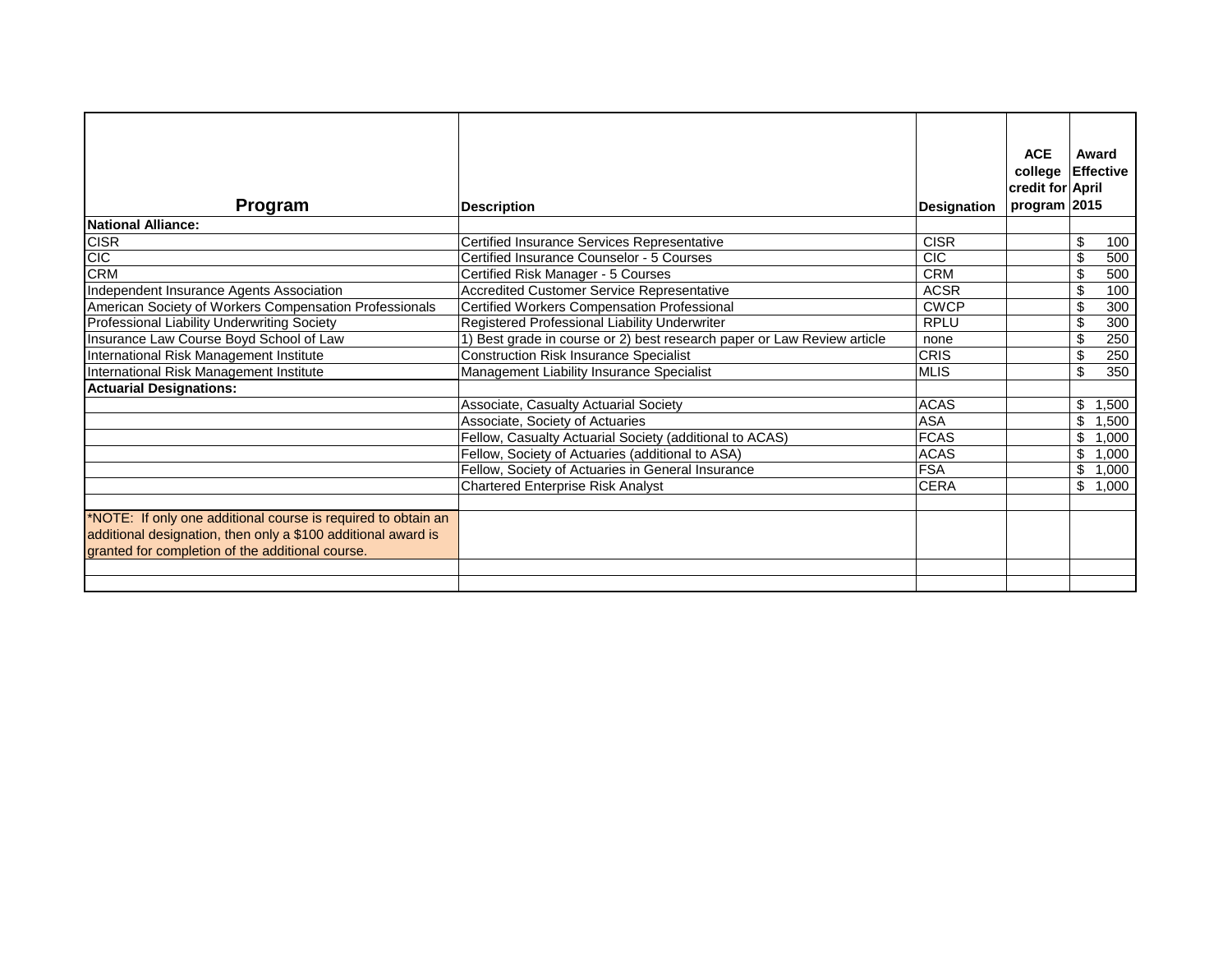| Program | Description | Designation | ACE college credit for program | Award Effective April 2015 |
|---|---|---|---|---|
| **National Alliance:** | | | | |
| CISR | Certified Insurance Services Representative | CISR | | $ 100 |
| CIC | Certified Insurance Counselor - 5 Courses | CIC | | $ 500 |
| CRM | Certified Risk Manager - 5 Courses | CRM | | $ 500 |
| Independent Insurance Agents Association | Accredited Customer Service Representative | ACSR | | $ 100 |
| American Society of Workers Compensation Professionals | Certified Workers Compensation Professional | CWCP | | $ 300 |
| Professional Liability Underwriting Society | Registered Professional Liability Underwriter | RPLU | | $ 300 |
| Insurance Law Course Boyd School of Law | 1) Best grade in course or 2) best research paper or Law Review article | none | | $ 250 |
| International Risk Management Institute | Construction Risk Insurance Specialist | CRIS | | $ 250 |
| International Risk Management Institute | Management Liability Insurance Specialist | MLIS | | $ 350 |
| **Actuarial Designations:** | | | | |
| | Associate, Casualty Actuarial Society | ACAS | | $ 1,500 |
| | Associate, Society of Actuaries | ASA | | $ 1,500 |
| | Fellow, Casualty Actuarial Society (additional to ACAS) | FCAS | | $ 1,000 |
| | Fellow, Society of Actuaries (additional to ASA) | ACAS | | $ 1,000 |
| | Fellow, Society of Actuaries in General Insurance | FSA | | $ 1,000 |
| | Chartered Enterprise Risk Analyst | CERA | | $ 1,000 |
| | | | | |
| *NOTE: If only one additional course is required to obtain an additional designation, then only a $100 additional award is granted for completion of the additional course. | | | | |
| | | | | |
| | | | | |